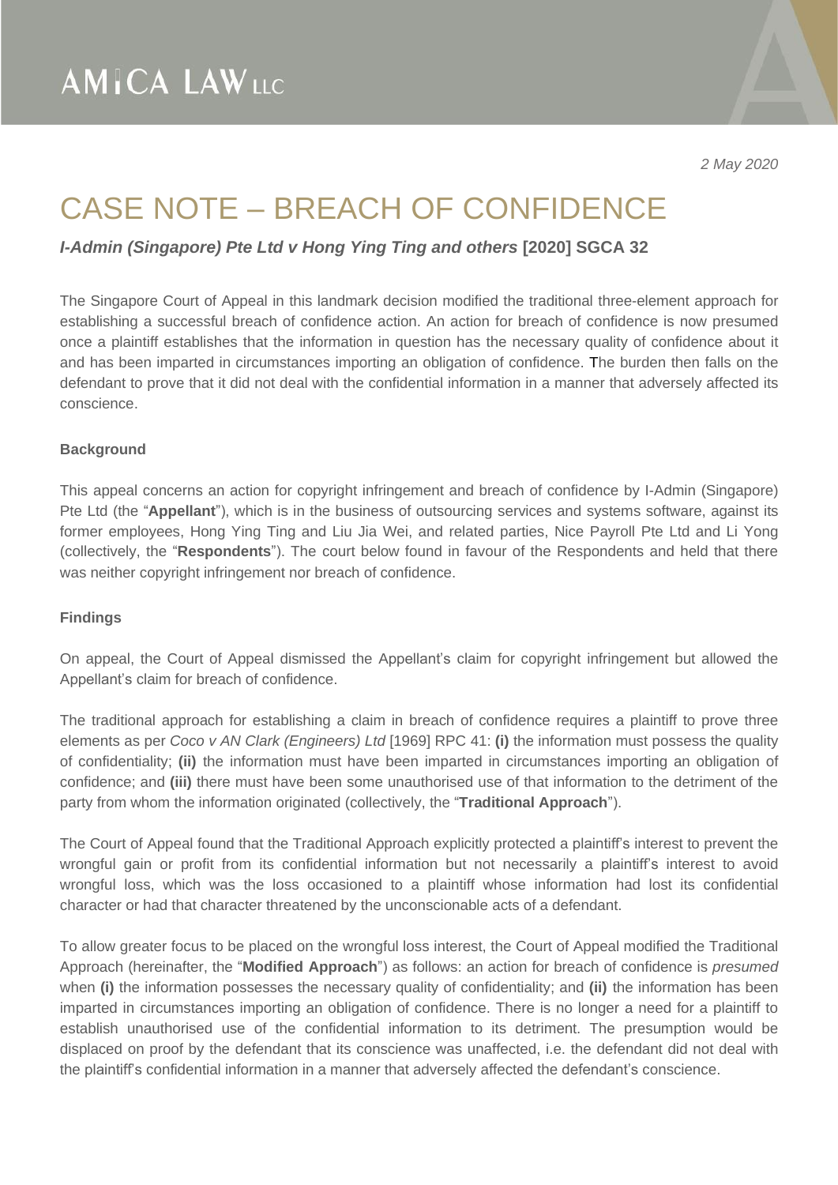2 May 2020

# CASE NOTE – BREACH OF CONFIDENCE

***I-Admin (Singapore) Pte Ltd v Hong Ying Ting and others* [2020] SGCA 32**

The Singapore Court of Appeal in this landmark decision modified the traditional three-element approach for establishing a successful breach of confidence action. An action for breach of confidence is now presumed once a plaintiff establishes that the information in question has the necessary quality of confidence about it and has been imparted in circumstances importing an obligation of confidence. The burden then falls on the defendant to prove that it did not deal with the confidential information in a manner that adversely affected its conscience.

**Background**

This appeal concerns an action for copyright infringement and breach of confidence by I-Admin (Singapore) Pte Ltd (the "**Appellant**"), which is in the business of outsourcing services and systems software, against its former employees, Hong Ying Ting and Liu Jia Wei, and related parties, Nice Payroll Pte Ltd and Li Yong (collectively, the "**Respondents**"). The court below found in favour of the Respondents and held that there was neither copyright infringement nor breach of confidence.

**Findings**

On appeal, the Court of Appeal dismissed the Appellant's claim for copyright infringement but allowed the Appellant's claim for breach of confidence.

The traditional approach for establishing a claim in breach of confidence requires a plaintiff to prove three elements as per *Coco v AN Clark (Engineers) Ltd* [1969] RPC 41: **(i)** the information must possess the quality of confidentiality; **(ii)** the information must have been imparted in circumstances importing an obligation of confidence; and **(iii)** there must have been some unauthorised use of that information to the detriment of the party from whom the information originated (collectively, the "**Traditional Approach**").

The Court of Appeal found that the Traditional Approach explicitly protected a plaintiff's interest to prevent the wrongful gain or profit from its confidential information but not necessarily a plaintiff's interest to avoid wrongful loss, which was the loss occasioned to a plaintiff whose information had lost its confidential character or had that character threatened by the unconscionable acts of a defendant.

To allow greater focus to be placed on the wrongful loss interest, the Court of Appeal modified the Traditional Approach (hereinafter, the "**Modified Approach**") as follows: an action for breach of confidence is *presumed* when **(i)** the information possesses the necessary quality of confidentiality; and **(ii)** the information has been imparted in circumstances importing an obligation of confidence. There is no longer a need for a plaintiff to establish unauthorised use of the confidential information to its detriment. The presumption would be displaced on proof by the defendant that its conscience was unaffected, i.e. the defendant did not deal with the plaintiff's confidential information in a manner that adversely affected the defendant's conscience.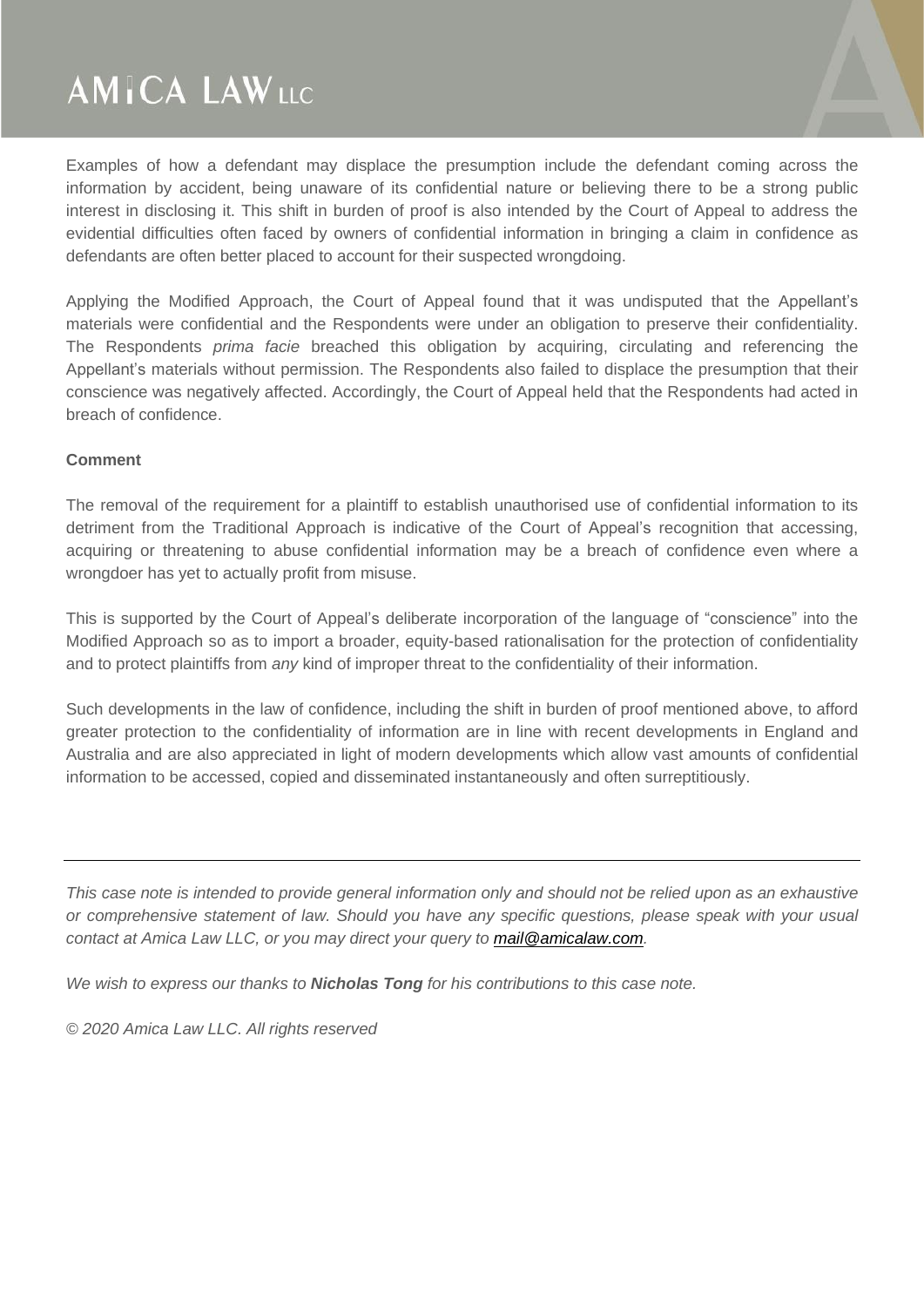Examples of how a defendant may displace the presumption include the defendant coming across the information by accident, being unaware of its confidential nature or believing there to be a strong public interest in disclosing it. This shift in burden of proof is also intended by the Court of Appeal to address the evidential difficulties often faced by owners of confidential information in bringing a claim in confidence as defendants are often better placed to account for their suspected wrongdoing.

Applying the Modified Approach, the Court of Appeal found that it was undisputed that the Appellant's materials were confidential and the Respondents were under an obligation to preserve their confidentiality. The Respondents *prima facie* breached this obligation by acquiring, circulating and referencing the Appellant's materials without permission. The Respondents also failed to displace the presumption that their conscience was negatively affected. Accordingly, the Court of Appeal held that the Respondents had acted in breach of confidence.

**Comment**

The removal of the requirement for a plaintiff to establish unauthorised use of confidential information to its detriment from the Traditional Approach is indicative of the Court of Appeal's recognition that accessing, acquiring or threatening to abuse confidential information may be a breach of confidence even where a wrongdoer has yet to actually profit from misuse.

This is supported by the Court of Appeal's deliberate incorporation of the language of "conscience" into the Modified Approach so as to import a broader, equity-based rationalisation for the protection of confidentiality and to protect plaintiffs from *any* kind of improper threat to the confidentiality of their information.

Such developments in the law of confidence, including the shift in burden of proof mentioned above, to afford greater protection to the confidentiality of information are in line with recent developments in England and Australia and are also appreciated in light of modern developments which allow vast amounts of confidential information to be accessed, copied and disseminated instantaneously and often surreptitiously.

---

*This case note is intended to provide general information only and should not be relied upon as an exhaustive or comprehensive statement of law. Should you have any specific questions, please speak with your usual contact at Amica Law LLC, or you may direct your query to [mail@amicalaw.com](mailto:mail@amicalaw.com).*

*We wish to express our thanks to **Nicholas Tong** for his contributions to this case note.*

*© 2020 Amica Law LLC. All rights reserved*